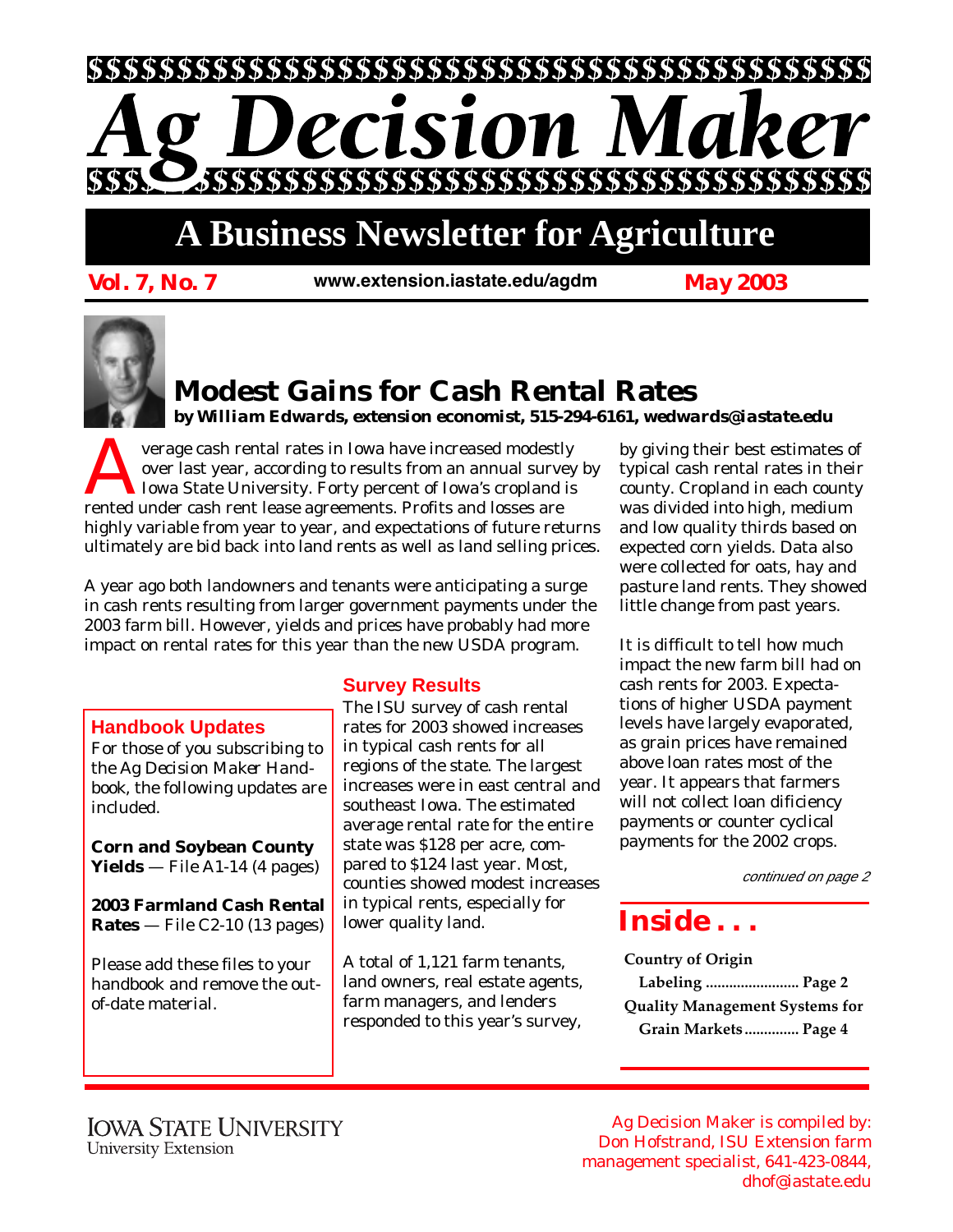# Ag Decision Maker

## A Business Newsletter for Agriculture

**Vol. 7, No. 7** www.extension.iastate.edu/agdm **May 2003**

## Modest Gains for Cash Rental Rates

***by William Edwards, extension economist, 515-294-6161, wedwards@iastate.edu***

Average cash rental rates in Iowa have increased modestly over last year, according to results from an annual survey by Iowa State University. Forty percent of Iowa's cropland is rented under cash rent lease agreements. Profits and losses are highly variable from year to year, and expectations of future returns ultimately are bid back into land rents as well as land selling prices.

A year ago both landowners and tenants were anticipating a surge in cash rents resulting from larger government payments under the 2003 farm bill. However, yields and prices have probably had more impact on rental rates for this year than the new USDA program.

### Survey Results

The ISU survey of cash rental rates for 2003 showed increases in typical cash rents for all regions of the state. The largest increases were in east central and southeast Iowa. The estimated average rental rate for the entire state was $128 per acre, compared to $124 last year. Most, counties showed modest increases in typical rents, especially for lower quality land.

A total of 1,121 farm tenants, land owners, real estate agents, farm managers, and lenders responded to this year's survey, by giving their best estimates of typical cash rental rates in their county. Cropland in each county was divided into high, medium and low quality thirds based on expected corn yields. Data also were collected for oats, hay and pasture land rents. They showed little change from past years.

It is difficult to tell how much impact the new farm bill had on cash rents for 2003. Expectations of higher USDA payment levels have largely evaporated, as grain prices have remained above loan rates most of the year. It appears that farmers will not collect loan dificiency payments or counter cyclical payments for the 2002 crops.

*continued on page 2*

### Handbook Updates

For those of you subscribing to the Ag Decision Maker Handbook, the following updates are included.

**Corn and Soybean County Yields** — File A1-14 (4 pages)

**2003 Farmland Cash Rental Rates** — File C2-10 (13 pages)

Please add these files to your handbook and remove the out-of-date material.

### Inside . . .

**Country of Origin Labeling ........................ Page 2**

**Quality Management Systems for Grain Markets .............. Page 4**

Iowa State University
University Extension

Ag Decision Maker is compiled by: Don Hofstrand, ISU Extension farm management specialist, 641-423-0844, dhof@iastate.edu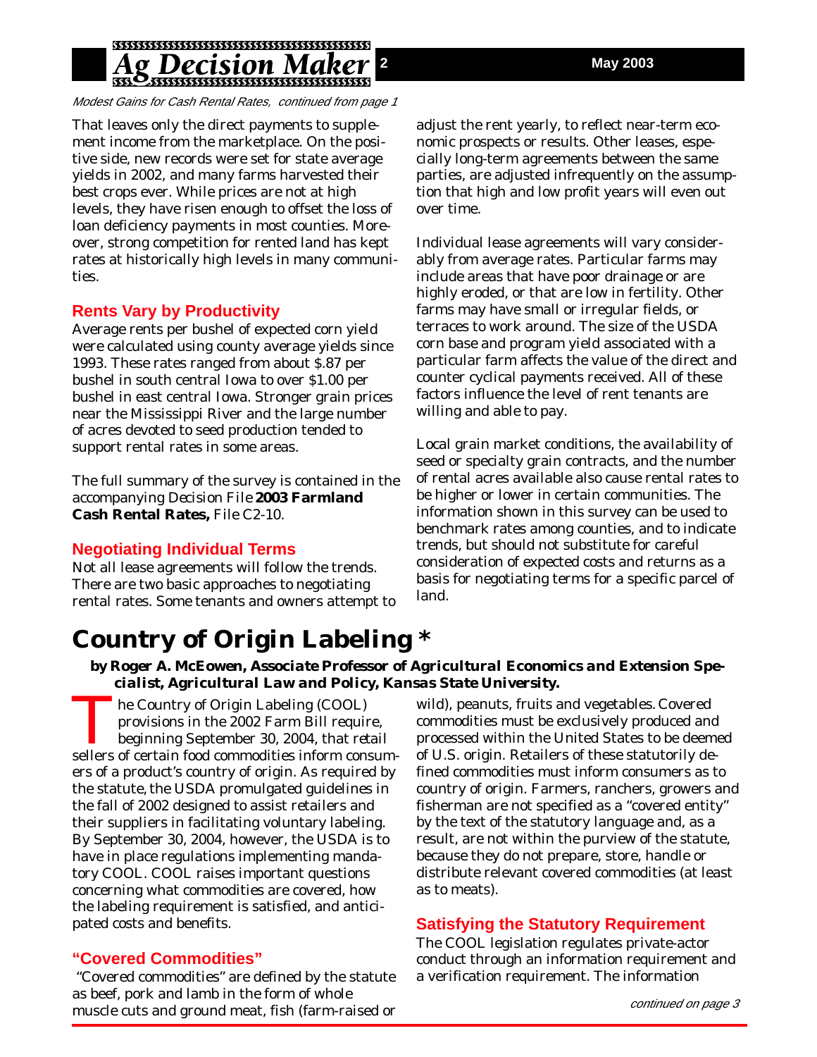*Modest Gains for Cash Rental Rates, continued from page 1*

That leaves only the direct payments to supplement income from the marketplace. On the positive side, new records were set for state average yields in 2002, and many farms harvested their best crops ever. While prices are not at high levels, they have risen enough to offset the loss of loan deficiency payments in most counties. Moreover, strong competition for rented land has kept rates at historically high levels in many communities.

### Rents Vary by Productivity

Average rents per bushel of expected corn yield were calculated using county average yields since 1993. These rates ranged from about $.87 per bushel in south central Iowa to over $1.00 per bushel in east central Iowa. Stronger grain prices near the Mississippi River and the large number of acres devoted to seed production tended to support rental rates in some areas.

The full summary of the survey is contained in the accompanying Decision File **2003 Farmland Cash Rental Rates,** File C2-10.

### Negotiating Individual Terms

Not all lease agreements will follow the trends. There are two basic approaches to negotiating rental rates. Some tenants and owners attempt to adjust the rent yearly, to reflect near-term economic prospects or results. Other leases, especially long-term agreements between the same parties, are adjusted infrequently on the assumption that high and low profit years will even out over time.

Individual lease agreements will vary considerably from average rates. Particular farms may include areas that have poor drainage or are highly eroded, or that are low in fertility. Other farms may have small or irregular fields, or terraces to work around. The size of the USDA corn base and program yield associated with a particular farm affects the value of the direct and counter cyclical payments received. All of these factors influence the level of rent tenants are willing and able to pay.

Local grain market conditions, the availability of seed or specialty grain contracts, and the number of rental acres available also cause rental rates to be higher or lower in certain communities. The information shown in this survey can be used to benchmark rates among counties, and to indicate trends, but should not substitute for careful consideration of expected costs and returns as a basis for negotiating terms for a specific parcel of land.

# Country of Origin Labeling *

***by Roger A. McEowen, Associate Professor of Agricultural Economics and Extension Specialist, Agricultural Law and Policy, Kansas State University.***

The Country of Origin Labeling (COOL) provisions in the 2002 Farm Bill require, beginning September 30, 2004, that retail sellers of certain food commodities inform consumers of a product's country of origin. As required by the statute, the USDA promulgated guidelines in the fall of 2002 designed to assist retailers and their suppliers in facilitating voluntary labeling. By September 30, 2004, however, the USDA is to have in place regulations implementing mandatory COOL. COOL raises important questions concerning what commodities are covered, how the labeling requirement is satisfied, and anticipated costs and benefits.

### "Covered Commodities"

"Covered commodities" are defined by the statute as beef, pork and lamb in the form of whole muscle cuts and ground meat, fish (farm-raised or wild), peanuts, fruits and vegetables. Covered commodities must be exclusively produced and processed within the United States to be deemed of U.S. origin. Retailers of these statutorily defined commodities must inform consumers as to country of origin. Farmers, ranchers, growers and fisherman are not specified as a "covered entity" by the text of the statutory language and, as a result, are not within the purview of the statute, because they do not prepare, store, handle or distribute relevant covered commodities (at least as to meats).

### Satisfying the Statutory Requirement

The COOL legislation regulates private-actor conduct through an information requirement and a verification requirement. The information

*continued on page 3*